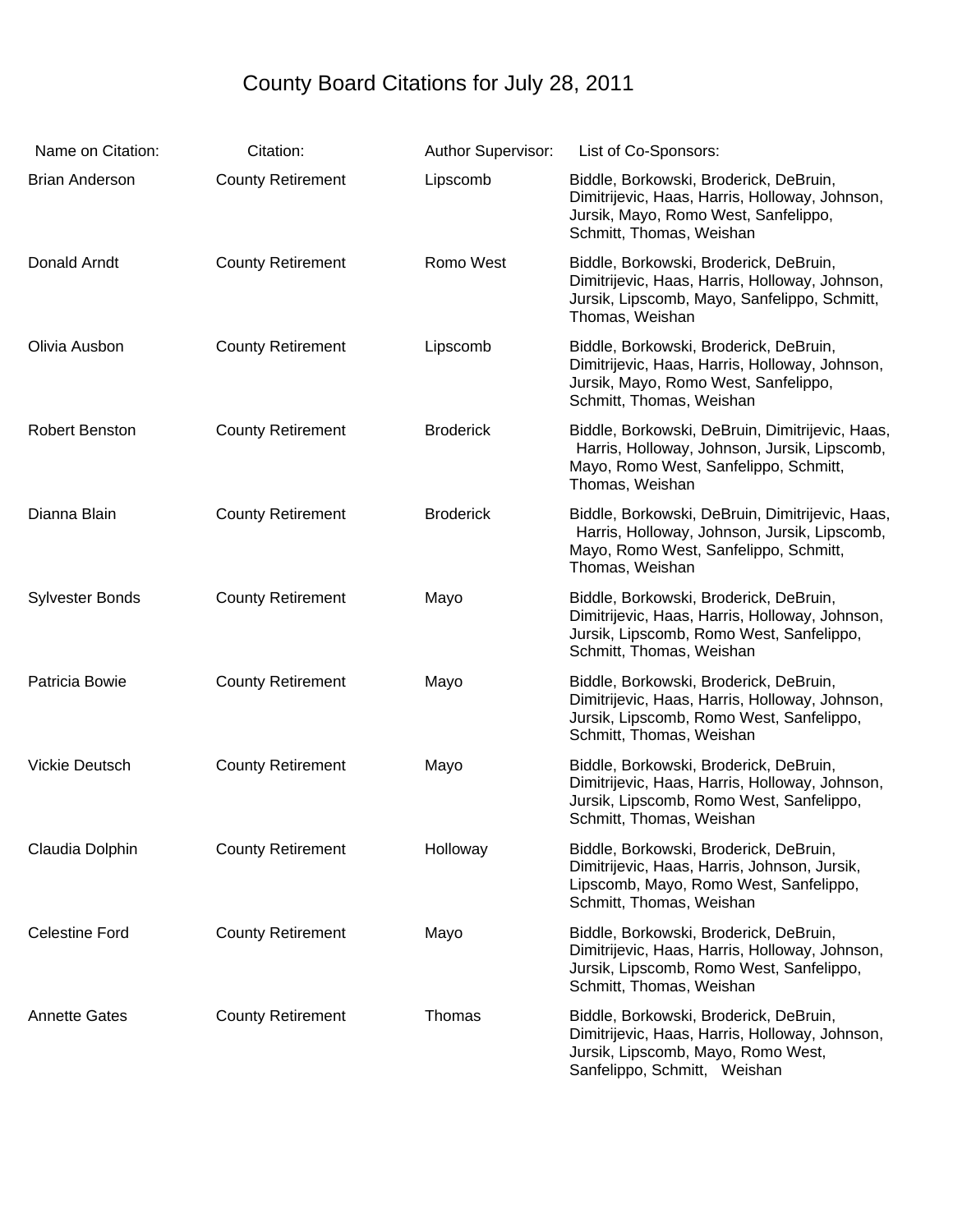# County Board Citations for July 28, 2011

| Name on Citation: | Citation: | Author Supervisor: | List of Co-Sponsors: |
|---|---|---|---|
| Brian Anderson | County Retirement | Lipscomb | Biddle, Borkowski, Broderick, DeBruin, Dimitrijevic, Haas, Harris, Holloway, Johnson, Jursik, Mayo, Romo West, Sanfelippo, Schmitt, Thomas, Weishan |
| Donald Arndt | County Retirement | Romo West | Biddle, Borkowski, Broderick, DeBruin, Dimitrijevic, Haas, Harris, Holloway, Johnson, Jursik, Lipscomb, Mayo, Sanfelippo, Schmitt, Thomas, Weishan |
| Olivia Ausbon | County Retirement | Lipscomb | Biddle, Borkowski, Broderick, DeBruin, Dimitrijevic, Haas, Harris, Holloway, Johnson, Jursik, Mayo, Romo West, Sanfelippo, Schmitt, Thomas, Weishan |
| Robert Benston | County Retirement | Broderick | Biddle, Borkowski, DeBruin, Dimitrijevic, Haas, Harris, Holloway, Johnson, Jursik, Lipscomb, Mayo, Romo West, Sanfelippo, Schmitt, Thomas, Weishan |
| Dianna Blain | County Retirement | Broderick | Biddle, Borkowski, DeBruin, Dimitrijevic, Haas, Harris, Holloway, Johnson, Jursik, Lipscomb, Mayo, Romo West, Sanfelippo, Schmitt, Thomas, Weishan |
| Sylvester Bonds | County Retirement | Mayo | Biddle, Borkowski, Broderick, DeBruin, Dimitrijevic, Haas, Harris, Holloway, Johnson, Jursik, Lipscomb, Romo West, Sanfelippo, Schmitt, Thomas, Weishan |
| Patricia Bowie | County Retirement | Mayo | Biddle, Borkowski, Broderick, DeBruin, Dimitrijevic, Haas, Harris, Holloway, Johnson, Jursik, Lipscomb, Romo West, Sanfelippo, Schmitt, Thomas, Weishan |
| Vickie Deutsch | County Retirement | Mayo | Biddle, Borkowski, Broderick, DeBruin, Dimitrijevic, Haas, Harris, Holloway, Johnson, Jursik, Lipscomb, Romo West, Sanfelippo, Schmitt, Thomas, Weishan |
| Claudia Dolphin | County Retirement | Holloway | Biddle, Borkowski, Broderick, DeBruin, Dimitrijevic, Haas, Harris, Johnson, Jursik, Lipscomb, Mayo, Romo West, Sanfelippo, Schmitt, Thomas, Weishan |
| Celestine Ford | County Retirement | Mayo | Biddle, Borkowski, Broderick, DeBruin, Dimitrijevic, Haas, Harris, Holloway, Johnson, Jursik, Lipscomb, Romo West, Sanfelippo, Schmitt, Thomas, Weishan |
| Annette Gates | County Retirement | Thomas | Biddle, Borkowski, Broderick, DeBruin, Dimitrijevic, Haas, Harris, Holloway, Johnson, Jursik, Lipscomb, Mayo, Romo West, Sanfelippo, Schmitt, Weishan |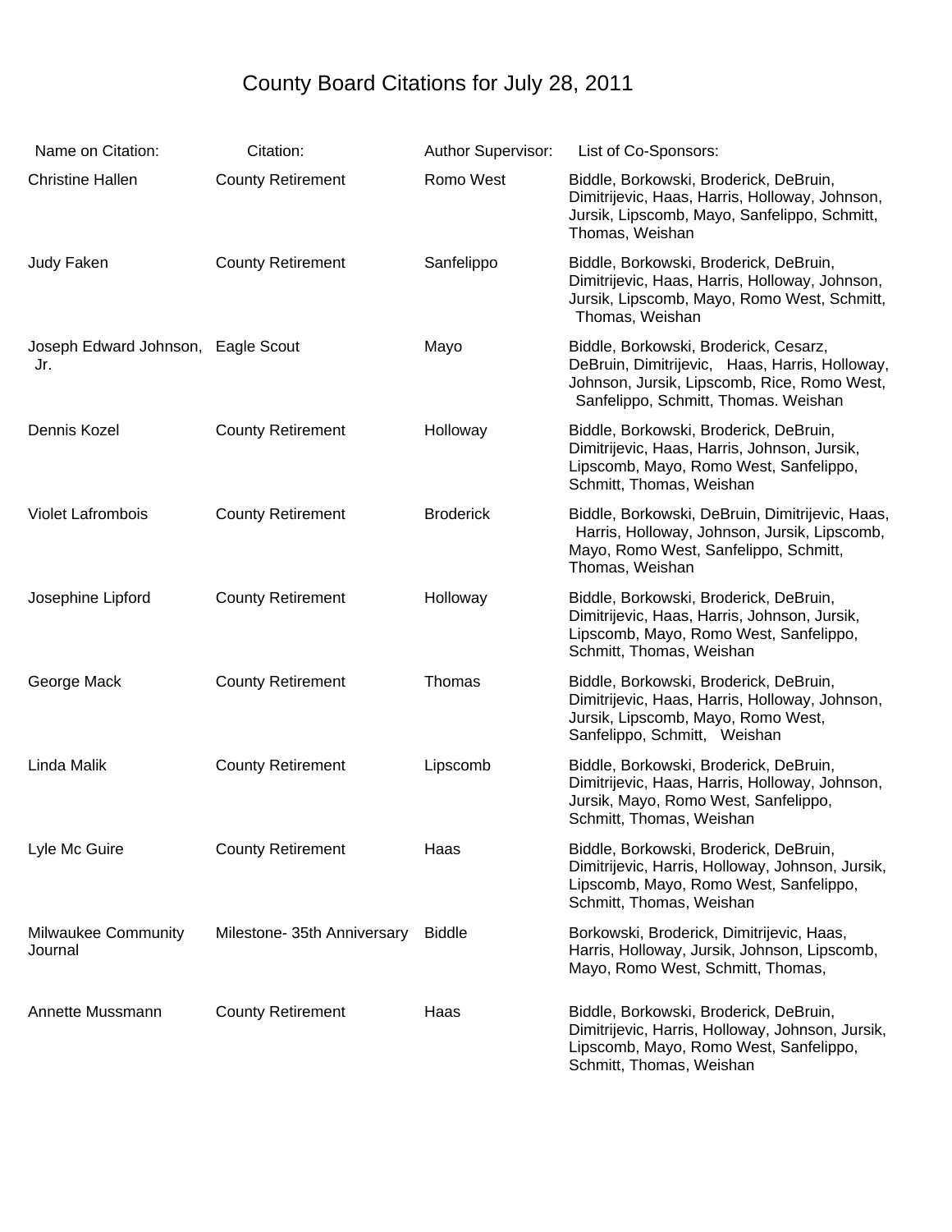# County Board Citations for July 28, 2011

| Name on Citation: | Citation: | Author Supervisor: | List of Co-Sponsors: |
|---|---|---|---|
| Christine Hallen | County Retirement | Romo West | Biddle, Borkowski, Broderick, DeBruin, Dimitrijevic, Haas, Harris, Holloway, Johnson, Jursik, Lipscomb, Mayo, Sanfelippo, Schmitt, Thomas, Weishan |
| Judy Faken | County Retirement | Sanfelippo | Biddle, Borkowski, Broderick, DeBruin, Dimitrijevic, Haas, Harris, Holloway, Johnson, Jursik, Lipscomb, Mayo, Romo West, Schmitt, Thomas, Weishan |
| Joseph Edward Johnson, Jr. | Eagle Scout | Mayo | Biddle, Borkowski, Broderick, Cesarz, DeBruin, Dimitrijevic, Haas, Harris, Holloway, Johnson, Jursik, Lipscomb, Rice, Romo West, Sanfelippo, Schmitt, Thomas. Weishan |
| Dennis Kozel | County Retirement | Holloway | Biddle, Borkowski, Broderick, DeBruin, Dimitrijevic, Haas, Harris, Johnson, Jursik, Lipscomb, Mayo, Romo West, Sanfelippo, Schmitt, Thomas, Weishan |
| Violet Lafrombois | County Retirement | Broderick | Biddle, Borkowski, DeBruin, Dimitrijevic, Haas, Harris, Holloway, Johnson, Jursik, Lipscomb, Mayo, Romo West, Sanfelippo, Schmitt, Thomas, Weishan |
| Josephine Lipford | County Retirement | Holloway | Biddle, Borkowski, Broderick, DeBruin, Dimitrijevic, Haas, Harris, Johnson, Jursik, Lipscomb, Mayo, Romo West, Sanfelippo, Schmitt, Thomas, Weishan |
| George Mack | County Retirement | Thomas | Biddle, Borkowski, Broderick, DeBruin, Dimitrijevic, Haas, Harris, Holloway, Johnson, Jursik, Lipscomb, Mayo, Romo West, Sanfelippo, Schmitt, Weishan |
| Linda Malik | County Retirement | Lipscomb | Biddle, Borkowski, Broderick, DeBruin, Dimitrijevic, Haas, Harris, Holloway, Johnson, Jursik, Mayo, Romo West, Sanfelippo, Schmitt, Thomas, Weishan |
| Lyle Mc Guire | County Retirement | Haas | Biddle, Borkowski, Broderick, DeBruin, Dimitrijevic, Harris, Holloway, Johnson, Jursik, Lipscomb, Mayo, Romo West, Sanfelippo, Schmitt, Thomas, Weishan |
| Milwaukee Community Journal | Milestone- 35th Anniversary | Biddle | Borkowski, Broderick, Dimitrijevic, Haas, Harris, Holloway, Jursik, Johnson, Lipscomb, Mayo, Romo West, Schmitt, Thomas, |
| Annette Mussmann | County Retirement | Haas | Biddle, Borkowski, Broderick, DeBruin, Dimitrijevic, Harris, Holloway, Johnson, Jursik, Lipscomb, Mayo, Romo West, Sanfelippo, Schmitt, Thomas, Weishan |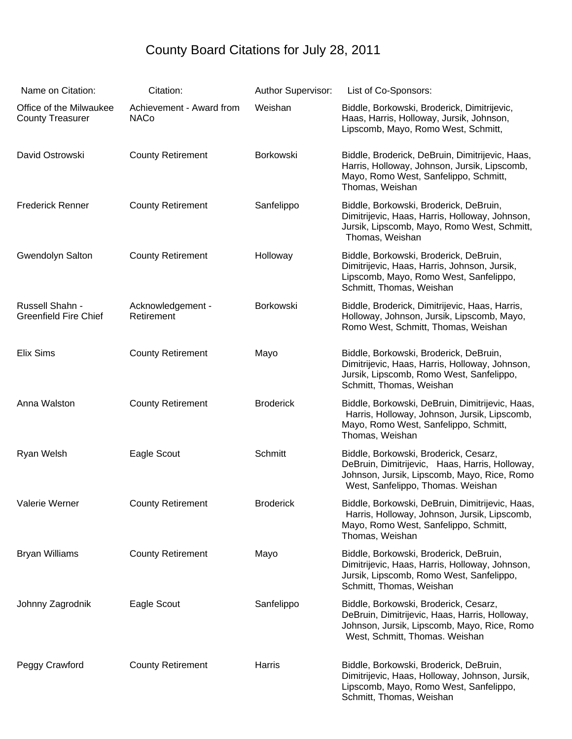# County Board Citations for July 28, 2011

| Name on Citation: | Citation: | Author Supervisor: | List of Co-Sponsors: |
|---|---|---|---|
| Office of the Milwaukee County Treasurer | Achievement - Award from NACo | Weishan | Biddle, Borkowski, Broderick, Dimitrijevic, Haas, Harris, Holloway, Jursik, Johnson, Lipscomb, Mayo, Romo West, Schmitt, |
| David Ostrowski | County Retirement | Borkowski | Biddle, Broderick, DeBruin, Dimitrijevic, Haas, Harris, Holloway, Johnson, Jursik, Lipscomb, Mayo, Romo West, Sanfelippo, Schmitt, Thomas, Weishan |
| Frederick Renner | County Retirement | Sanfelippo | Biddle, Borkowski, Broderick, DeBruin, Dimitrijevic, Haas, Harris, Holloway, Johnson, Jursik, Lipscomb, Mayo, Romo West, Schmitt, Thomas, Weishan |
| Gwendolyn Salton | County Retirement | Holloway | Biddle, Borkowski, Broderick, DeBruin, Dimitrijevic, Haas, Harris, Johnson, Jursik, Lipscomb, Mayo, Romo West, Sanfelippo, Schmitt, Thomas, Weishan |
| Russell Shahn - Greenfield Fire Chief | Acknowledgement - Retirement | Borkowski | Biddle, Broderick, Dimitrijevic, Haas, Harris, Holloway, Johnson, Jursik, Lipscomb, Mayo, Romo West, Schmitt, Thomas, Weishan |
| Elix Sims | County Retirement | Mayo | Biddle, Borkowski, Broderick, DeBruin, Dimitrijevic, Haas, Harris, Holloway, Johnson, Jursik, Lipscomb, Romo West, Sanfelippo, Schmitt, Thomas, Weishan |
| Anna Walston | County Retirement | Broderick | Biddle, Borkowski, DeBruin, Dimitrijevic, Haas, Harris, Holloway, Johnson, Jursik, Lipscomb, Mayo, Romo West, Sanfelippo, Schmitt, Thomas, Weishan |
| Ryan Welsh | Eagle Scout | Schmitt | Biddle, Borkowski, Broderick, Cesarz, DeBruin, Dimitrijevic, Haas, Harris, Holloway, Johnson, Jursik, Lipscomb, Mayo, Rice, Romo West, Sanfelippo, Thomas. Weishan |
| Valerie Werner | County Retirement | Broderick | Biddle, Borkowski, DeBruin, Dimitrijevic, Haas, Harris, Holloway, Johnson, Jursik, Lipscomb, Mayo, Romo West, Sanfelippo, Schmitt, Thomas, Weishan |
| Bryan Williams | County Retirement | Mayo | Biddle, Borkowski, Broderick, DeBruin, Dimitrijevic, Haas, Harris, Holloway, Johnson, Jursik, Lipscomb, Romo West, Sanfelippo, Schmitt, Thomas, Weishan |
| Johnny Zagrodnik | Eagle Scout | Sanfelippo | Biddle, Borkowski, Broderick, Cesarz, DeBruin, Dimitrijevic, Haas, Harris, Holloway, Johnson, Jursik, Lipscomb, Mayo, Rice, Romo West, Schmitt, Thomas. Weishan |
| Peggy Crawford | County Retirement | Harris | Biddle, Borkowski, Broderick, DeBruin, Dimitrijevic, Haas, Holloway, Johnson, Jursik, Lipscomb, Mayo, Romo West, Sanfelippo, Schmitt, Thomas, Weishan |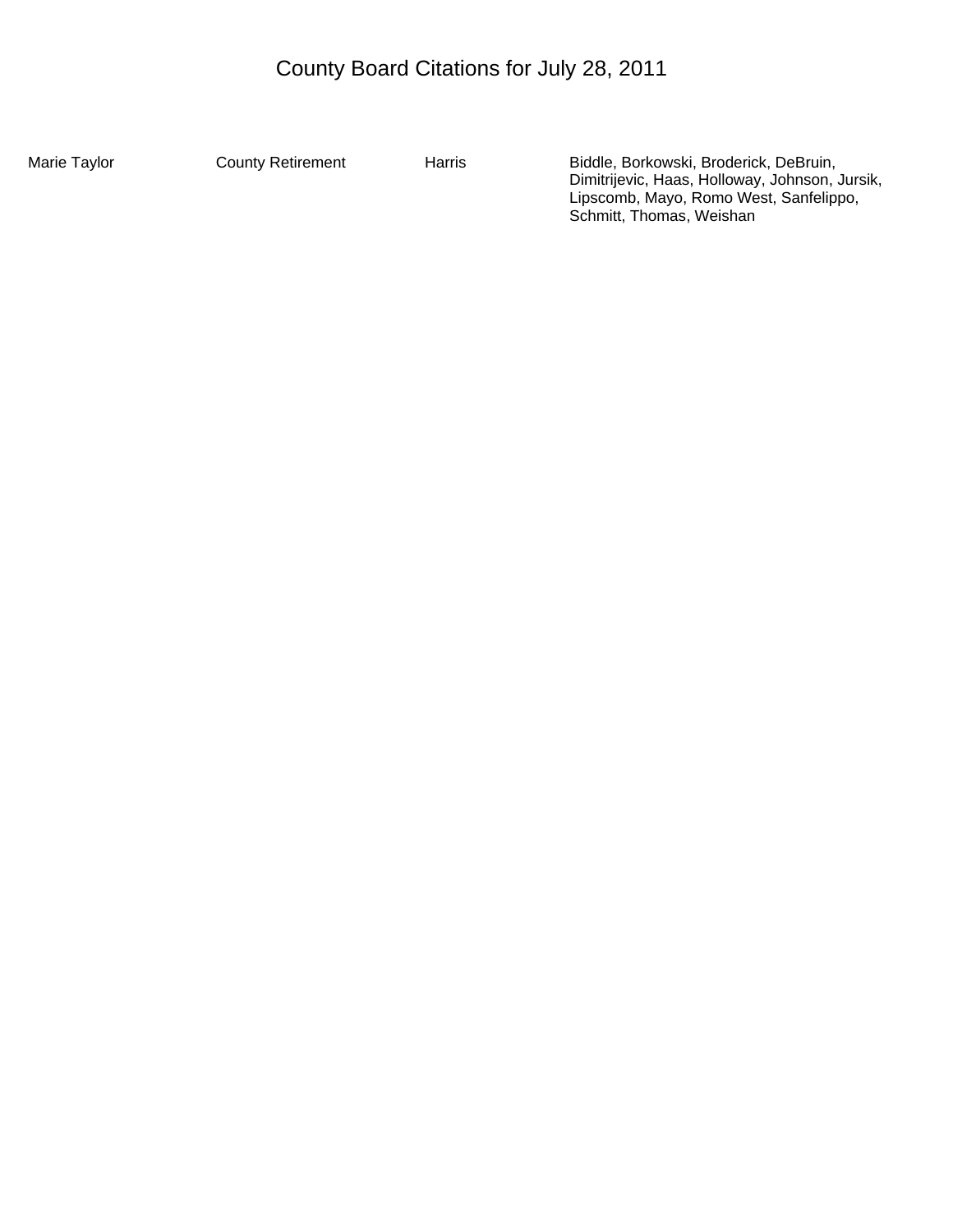# County Board Citations for July 28, 2011

| | | | |
|---|---|---|---|
| Marie Taylor | County Retirement | Harris | Biddle, Borkowski, Broderick, DeBruin, Dimitrijevic, Haas, Holloway, Johnson, Jursik, Lipscomb, Mayo, Romo West, Sanfelippo, Schmitt, Thomas, Weishan |